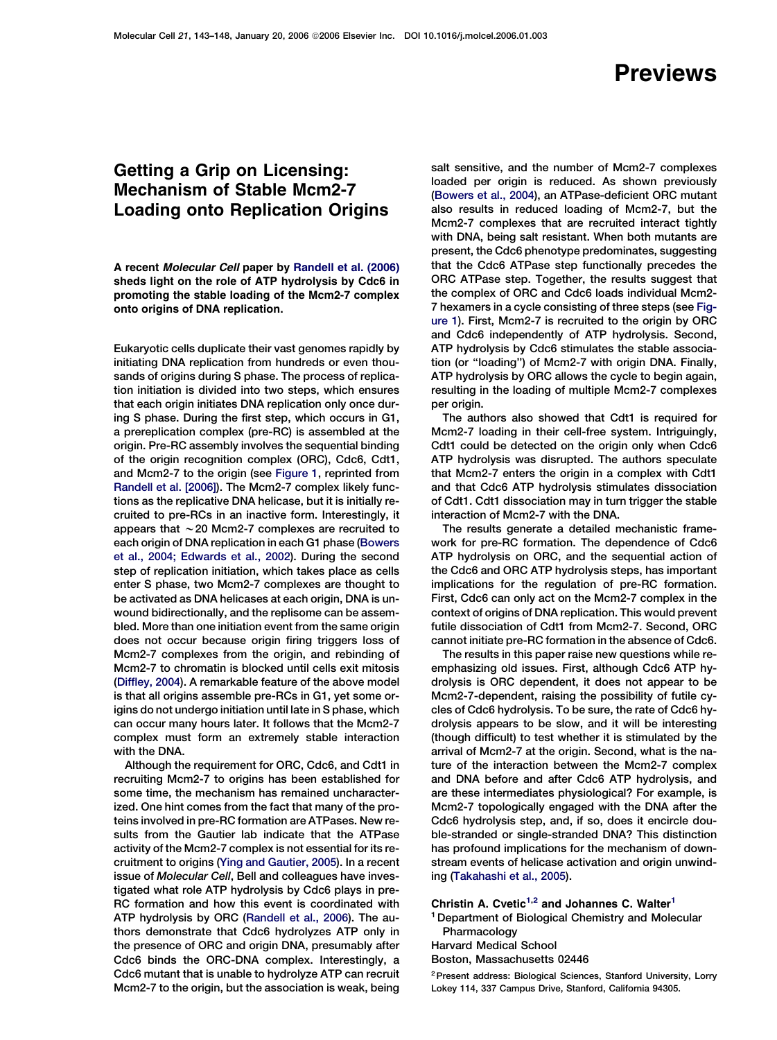# Previews

## Getting a Grip on Licensing: Mechanism of Stable Mcm2-7 Loading onto Replication Origins

**A recent *Molecular Cell* paper by Randell et al. (2006) sheds light on the role of ATP hydrolysis by Cdc6 in promoting the stable loading of the Mcm2-7 complex onto origins of DNA replication.**

Eukaryotic cells duplicate their vast genomes rapidly by initiating DNA replication from hundreds or even thousands of origins during S phase. The process of replication initiation is divided into two steps, which ensures that each origin initiates DNA replication only once during S phase. During the first step, which occurs in G1, a prereplication complex (pre-RC) is assembled at the origin. Pre-RC assembly involves the sequential binding of the origin recognition complex (ORC), Cdc6, Cdt1, and Mcm2-7 to the origin (see Figure 1, reprinted from Randell et al. [2006]). The Mcm2-7 complex likely functions as the replicative DNA helicase, but it is initially recruited to pre-RCs in an inactive form. Interestingly, it appears that ~20 Mcm2-7 complexes are recruited to each origin of DNA replication in each G1 phase (Bowers et al., 2004; Edwards et al., 2002). During the second step of replication initiation, which takes place as cells enter S phase, two Mcm2-7 complexes are thought to be activated as DNA helicases at each origin, DNA is unwound bidirectionally, and the replisome can be assembled. More than one initiation event from the same origin does not occur because origin firing triggers loss of Mcm2-7 complexes from the origin, and rebinding of Mcm2-7 to chromatin is blocked until cells exit mitosis (Diffley, 2004). A remarkable feature of the above model is that all origins assemble pre-RCs in G1, yet some origins do not undergo initiation until late in S phase, which can occur many hours later. It follows that the Mcm2-7 complex must form an extremely stable interaction with the DNA.

Although the requirement for ORC, Cdc6, and Cdt1 in recruiting Mcm2-7 to origins has been established for some time, the mechanism has remained uncharacterized. One hint comes from the fact that many of the proteins involved in pre-RC formation are ATPases. New results from the Gautier lab indicate that the ATPase activity of the Mcm2-7 complex is not essential for its recruitment to origins (Ying and Gautier, 2005). In a recent issue of *Molecular Cell*, Bell and colleagues have investigated what role ATP hydrolysis by Cdc6 plays in pre-RC formation and how this event is coordinated with ATP hydrolysis by ORC (Randell et al., 2006). The authors demonstrate that Cdc6 hydrolyzes ATP only in the presence of ORC and origin DNA, presumably after Cdc6 binds the ORC-DNA complex. Interestingly, a Cdc6 mutant that is unable to hydrolyze ATP can recruit Mcm2-7 to the origin, but the association is weak, being salt sensitive, and the number of Mcm2-7 complexes loaded per origin is reduced. As shown previously (Bowers et al., 2004), an ATPase-deficient ORC mutant also results in reduced loading of Mcm2-7, but the Mcm2-7 complexes that are recruited interact tightly with DNA, being salt resistant. When both mutants are present, the Cdc6 phenotype predominates, suggesting that the Cdc6 ATPase step functionally precedes the ORC ATPase step. Together, the results suggest that the complex of ORC and Cdc6 loads individual Mcm2-7 hexamers in a cycle consisting of three steps (see Figure 1). First, Mcm2-7 is recruited to the origin by ORC and Cdc6 independently of ATP hydrolysis. Second, ATP hydrolysis by Cdc6 stimulates the stable association (or "loading") of Mcm2-7 with origin DNA. Finally, ATP hydrolysis by ORC allows the cycle to begin again, resulting in the loading of multiple Mcm2-7 complexes per origin.

The authors also showed that Cdt1 is required for Mcm2-7 loading in their cell-free system. Intriguingly, Cdt1 could be detected on the origin only when Cdc6 ATP hydrolysis was disrupted. The authors speculate that Mcm2-7 enters the origin in a complex with Cdt1 and that Cdc6 ATP hydrolysis stimulates dissociation of Cdt1. Cdt1 dissociation may in turn trigger the stable interaction of Mcm2-7 with the DNA.

The results generate a detailed mechanistic framework for pre-RC formation. The dependence of Cdc6 ATP hydrolysis on ORC, and the sequential action of the Cdc6 and ORC ATP hydrolysis steps, has important implications for the regulation of pre-RC formation. First, Cdc6 can only act on the Mcm2-7 complex in the context of origins of DNA replication. This would prevent futile dissociation of Cdt1 from Mcm2-7. Second, ORC cannot initiate pre-RC formation in the absence of Cdc6.

The results in this paper raise new questions while reemphasizing old issues. First, although Cdc6 ATP hydrolysis is ORC dependent, it does not appear to be Mcm2-7-dependent, raising the possibility of futile cycles of Cdc6 hydrolysis. To be sure, the rate of Cdc6 hydrolysis appears to be slow, and it will be interesting (though difficult) to test whether it is stimulated by the arrival of Mcm2-7 at the origin. Second, what is the nature of the interaction between the Mcm2-7 complex and DNA before and after Cdc6 ATP hydrolysis, and are these intermediates physiological? For example, is Mcm2-7 topologically engaged with the DNA after the Cdc6 hydrolysis step, and, if so, does it encircle double-stranded or single-stranded DNA? This distinction has profound implications for the mechanism of downstream events of helicase activation and origin unwinding (Takahashi et al., 2005).

**Christin A. Cvetic[1,2] and Johannes C. Walter[1]**
[1] Department of Biological Chemistry and Molecular Pharmacology
Harvard Medical School
Boston, Massachusetts 02446

[2] Present address: Biological Sciences, Stanford University, Lorry Lokey 114, 337 Campus Drive, Stanford, California 94305.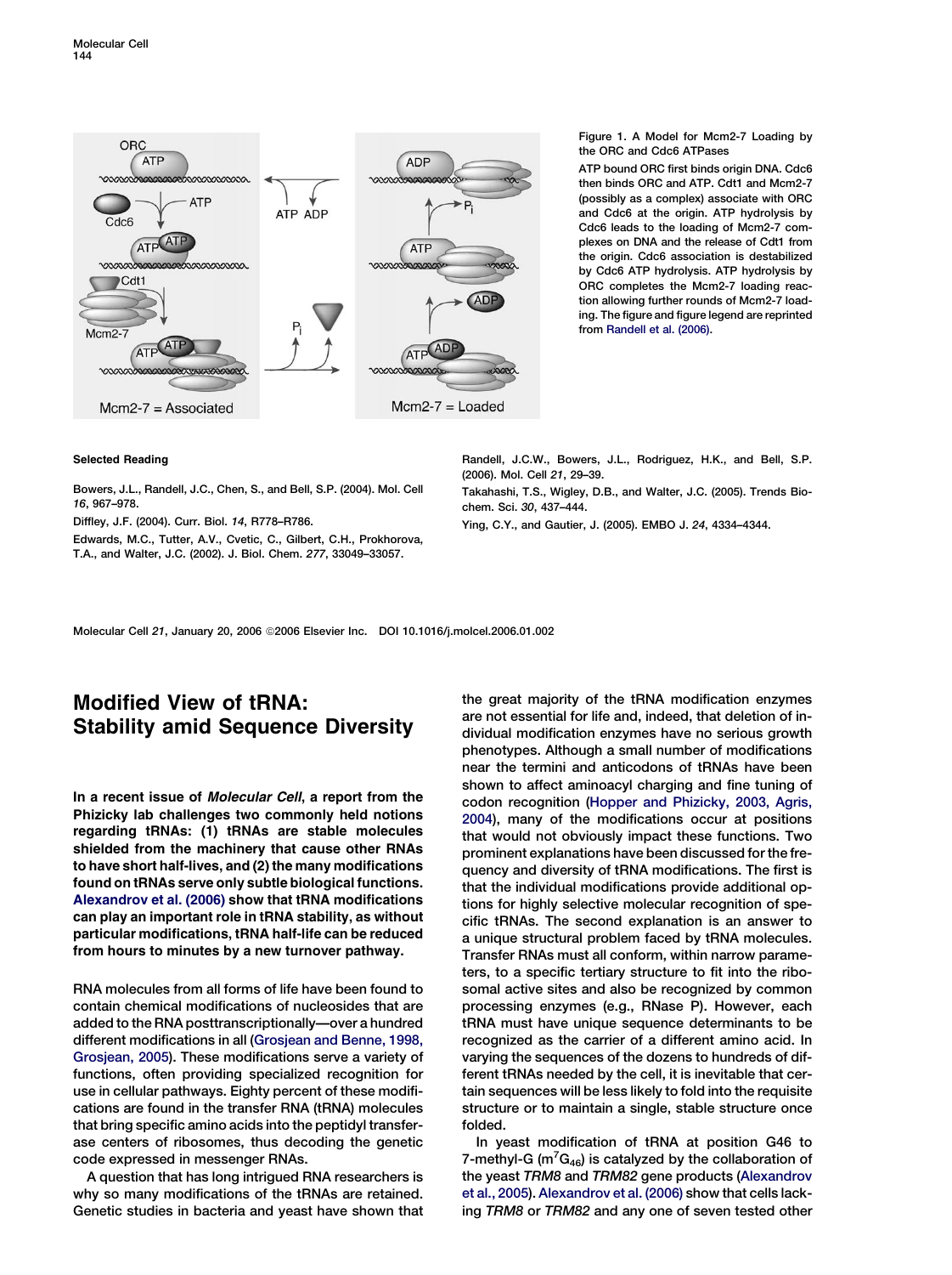ORC

ATP

ATP

Cdc6

ATP ATP

Cdt1

Mcm2-7

ATP ATP

Mcm2-7 = Associated

ATP ADP

$P_i$

ADP

$P_i$

ATP

ADP

ATP ADP

Mcm2-7 = Loaded

Figure 1. A Model for Mcm2-7 Loading by the ORC and Cdc6 ATPases

ATP bound ORC first binds origin DNA. Cdc6 then binds ORC and ATP. Cdt1 and Mcm2-7 (possibly as a complex) associate with ORC and Cdc6 at the origin. ATP hydrolysis by Cdc6 leads to the loading of Mcm2-7 complexes on DNA and the release of Cdt1 from the origin. Cdc6 association is destabilized by Cdc6 ATP hydrolysis. ATP hydrolysis by ORC completes the Mcm2-7 loading reaction allowing further rounds of Mcm2-7 loading. The figure and figure legend are reprinted from Randell et al. (2006).

#### Selected Reading

Bowers, J.L., Randell, J.C., Chen, S., and Bell, S.P. (2004). Mol. Cell *16*, 967–978.

Diffley, J.F. (2004). Curr. Biol. *14*, R778–R786.

Edwards, M.C., Tutter, A.V., Cvetic, C., Gilbert, C.H., Prokhorova, T.A., and Walter, J.C. (2002). J. Biol. Chem. *277*, 33049–33057.

Randell, J.C.W., Bowers, J.L., Rodriguez, H.K., and Bell, S.P. (2006). Mol. Cell *21*, 29–39.

Takahashi, T.S., Wigley, D.B., and Walter, J.C. (2005). Trends Biochem. Sci. *30*, 437–444.

Ying, C.Y., and Gautier, J. (2005). EMBO J. *24*, 4334–4344.

Molecular Cell *21*, January 20, 2006 ©2006 Elsevier Inc. DOI 10.1016/j.molcel.2006.01.002

# Modified View of tRNA: Stability amid Sequence Diversity

**In a recent issue of *Molecular Cell*, a report from the Phizicky lab challenges two commonly held notions regarding tRNAs: (1) tRNAs are stable molecules shielded from the machinery that cause other RNAs to have short half-lives, and (2) the many modifications found on tRNAs serve only subtle biological functions. Alexandrov et al. (2006) show that tRNA modifications can play an important role in tRNA stability, as without particular modifications, tRNA half-life can be reduced from hours to minutes by a new turnover pathway.**

RNA molecules from all forms of life have been found to contain chemical modifications of nucleosides that are added to the RNA posttranscriptionally—over a hundred different modifications in all (Grosjean and Benne, 1998, Grosjean, 2005). These modifications serve a variety of functions, often providing specialized recognition for use in cellular pathways. Eighty percent of these modifications are found in the transfer RNA (tRNA) molecules that bring specific amino acids into the peptidyl transferase centers of ribosomes, thus decoding the genetic code expressed in messenger RNAs.

A question that has long intrigued RNA researchers is why so many modifications of the tRNAs are retained. Genetic studies in bacteria and yeast have shown that the great majority of the tRNA modification enzymes are not essential for life and, indeed, that deletion of individual modification enzymes have no serious growth phenotypes. Although a small number of modifications near the termini and anticodons of tRNAs have been shown to affect aminoacyl charging and fine tuning of codon recognition (Hopper and Phizicky, 2003, Agris, 2004), many of the modifications occur at positions that would not obviously impact these functions. Two prominent explanations have been discussed for the frequency and diversity of tRNA modifications. The first is that the individual modifications provide additional options for highly selective molecular recognition of specific tRNAs. The second explanation is an answer to a unique structural problem faced by tRNA molecules. Transfer RNAs must all conform, within narrow parameters, to a specific tertiary structure to fit into the ribosomal active sites and also be recognized by common processing enzymes (e.g., RNase P). However, each tRNA must have unique sequence determinants to be recognized as the carrier of a different amino acid. In varying the sequences of the dozens to hundreds of different tRNAs needed by the cell, it is inevitable that certain sequences will be less likely to fold into the requisite structure or to maintain a single, stable structure once folded.

In yeast modification of tRNA at position G46 to 7-methyl-G ($m^7G_{46}$) is catalyzed by the collaboration of the yeast *TRM8* and *TRM82* gene products (Alexandrov et al., 2005). Alexandrov et al. (2006) show that cells lacking *TRM8* or *TRM82* and any one of seven tested other